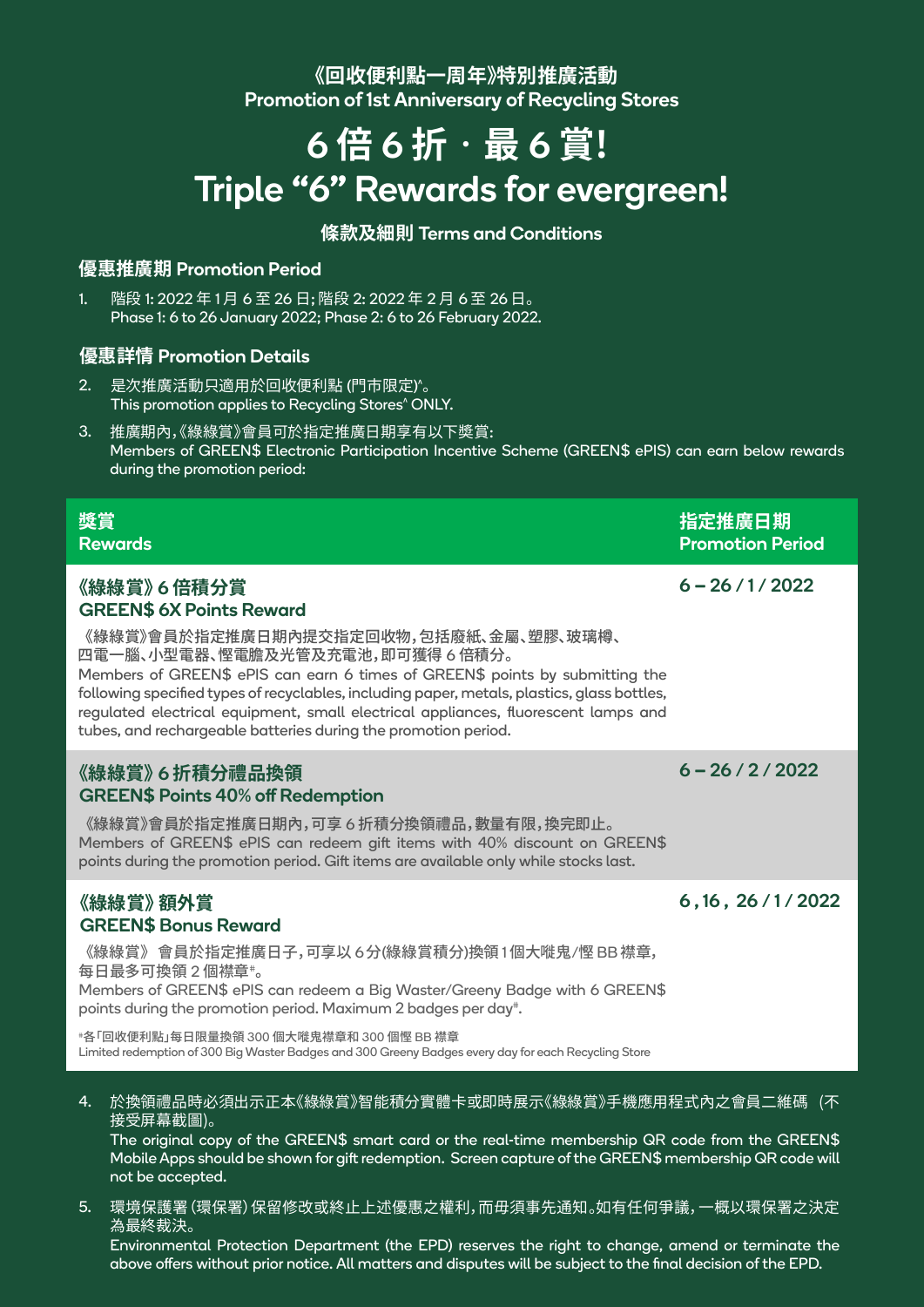# 《回收便利點一周年》特別推廣活動
# Promotion of 1st Anniversary of Recycling Stores

# 6 倍 6 折 · 最 6 賞!
# Triple "6" Rewards for evergreen!

## 條款及細則 Terms and Conditions

### 優惠推廣期 Promotion Period

1. 階段 1: 2022 年 1 月 6 至 26 日; 階段 2: 2022 年 2 月 6 至 26 日。
   Phase 1: 6 to 26 January 2022; Phase 2: 6 to 26 February 2022.

### 優惠詳情 Promotion Details

2. 是次推廣活動只適用於回收便利點 (門市限定)^。
   This promotion applies to Recycling Stores^ ONLY.

3. 推廣期內,《綠綠賞》會員可於指定推廣日期享有以下獎賞:
   Members of GREEN$ Electronic Participation Incentive Scheme (GREEN$ ePIS) can earn below rewards during the promotion period:

| 獎賞<br>Rewards | 指定推廣日期<br>Promotion Period |
| --- | --- |
| **《綠綠賞》6 倍積分賞<br>GREEN$ 6X Points Reward**<br>《綠綠賞》會員於指定推廣日期內提交指定回收物,包括廢紙、金屬、塑膠、玻璃樽、四電一腦、小型電器、慳電膽及光管及充電池,即可獲得 6 倍積分。<br>Members of GREEN$ ePIS can earn 6 times of GREEN$ points by submitting the following specified types of recyclables, including paper, metals, plastics, glass bottles, regulated electrical equipment, small electrical appliances, fluorescent lamps and tubes, and rechargeable batteries during the promotion period. | 6 – 26 / 1 / 2022 |
| **《綠綠賞》6 折積分禮品換領<br>GREEN$ Points 40% off Redemption**<br>《綠綠賞》會員於指定推廣日期內,可享 6 折積分換領禮品,數量有限,換完即止。<br>Members of GREEN$ ePIS can redeem gift items with 40% discount on GREEN$ points during the promotion period. Gift items are available only while stocks last. | 6 – 26 / 2 / 2022 |
| **《綠綠賞》額外賞<br>GREEN$ Bonus Reward**<br>《綠綠賞》 會員於指定推廣日子,可享以 6 分(綠綠賞積分)換領 1 個大嘥鬼/慳 BB 襟章,每日最多可換領 2 個襟章#。<br>Members of GREEN$ ePIS can redeem a Big Waster/Greeny Badge with 6 GREEN$ points during the promotion period. Maximum 2 badges per day#.<br>#各「回收便利點」每日限量換領 300 個大嘥鬼襟章和 300 個慳 BB 襟章<br>Limited redemption of 300 Big Waster Badges and 300 Greeny Badges every day for each Recycling Store | 6 , 16 , 26 / 1 / 2022 |

4. 於換領禮品時必須出示正本《綠綠賞》智能積分實體卡或即時展示《綠綠賞》手機應用程式內之會員二維碼 (不接受屏幕截圖)。
   The original copy of the GREEN$ smart card or the real-time membership QR code from the GREEN$ Mobile Apps should be shown for gift redemption. Screen capture of the GREEN$ membership QR code will not be accepted.

5. 環境保護署 (環保署) 保留修改或終止上述優惠之權利,而毋須事先通知。如有任何爭議,一概以環保署之決定為最終裁決。
   Environmental Protection Department (the EPD) reserves the right to change, amend or terminate the above offers without prior notice. All matters and disputes will be subject to the final decision of the EPD.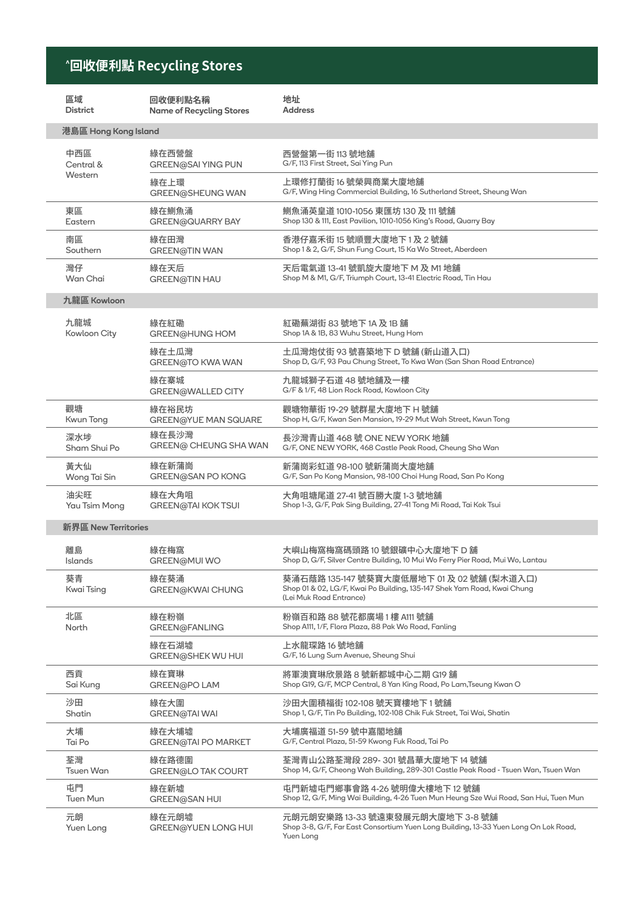## ^回收便利點 Recycling Stores

| 區域 District | 回收便利點名稱 Name of Recycling Stores | 地址 Address |
|---|---|---|
| **港島區 Hong Kong Island** | | |
| 中西區 Central & Western | 綠在西營盤 GREEN@SAI YING PUN | 西營盤第一街 113 號地舖 G/F, 113 First Street, Sai Ying Pun |
| | 綠在上環 GREEN@SHEUNG WAN | 上環修打蘭街 16 號榮興商業大廈地舖 G/F, Wing Hing Commercial Building, 16 Sutherland Street, Sheung Wan |
| 東區 Eastern | 綠在鰂魚涌 GREEN@QUARRY BAY | 鰂魚涌英皇道 1010-1056 東匯坊 130 及 111 號舖 Shop 130 & 111, East Pavilion, 1010-1056 King's Road, Quarry Bay |
| 南區 Southern | 綠在田灣 GREEN@TIN WAN | 香港仔嘉禾街 15 號順豐大廈地下 1 及 2 號舖 Shop 1 & 2, G/F, Shun Fung Court, 15 Ka Wo Street, Aberdeen |
| 灣仔 Wan Chai | 綠在天后 GREEN@TIN HAU | 天后電氣道 13-41 號凱旋大廈地下 M 及 M1 地舖 Shop M & M1, G/F, Triumph Court, 13-41 Electric Road, Tin Hau |
| **九龍區 Kowloon** | | |
| 九龍城 Kowloon City | 綠在紅磡 GREEN@HUNG HOM | 紅磡蕪湖街 83 號地下 1A 及 1B 舖 Shop 1A & 1B, 83 Wuhu Street, Hung Hom |
| | 綠在土瓜灣 GREEN@TO KWA WAN | 土瓜灣炮仗街 93 號喜築地下 D 號舖 (新山道入口) Shop D, G/F, 93 Pau Chung Street, To Kwa Wan (San Shan Road Entrance) |
| | 綠在寨城 GREEN@WALLED CITY | 九龍城獅子石道 48 號地舖及一樓 G/F & 1/F, 48 Lion Rock Road, Kowloon City |
| 觀塘 Kwun Tong | 綠在裕民坊 GREEN@YUE MAN SQUARE | 觀塘物華街 19-29 號群星大廈地下 H 號舖 Shop H, G/F, Kwan Sen Mansion, 19-29 Mut Wah Street, Kwun Tong |
| 深水埗 Sham Shui Po | 綠在長沙灣 GREEN@ CHEUNG SHA WAN | 長沙灣青山道 468 號 ONE NEW YORK 地舖 G/F, ONE NEW YORK, 468 Castle Peak Road, Cheung Sha Wan |
| 黃大仙 Wong Tai Sin | 綠在新蒲崗 GREEN@SAN PO KONG | 新蒲崗彩虹道 98-100 號新蒲崗大廈地舖 G/F, San Po Kong Mansion, 98-100 Choi Hung Road, San Po Kong |
| 油尖旺 Yau Tsim Mong | 綠在大角咀 GREEN@TAI KOK TSUI | 大角咀塘尾道 27-41 號百勝大廈 1-3 號地舖 Shop 1-3, G/F, Pak Sing Building, 27-41 Tong Mi Road, Tai Kok Tsui |
| **新界區 New Territories** | | |
| 離島 Islands | 綠在梅窩 GREEN@MUI WO | 大嶼山梅窩梅窩碼頭路 10 號銀礦中心大廈地下 D 舖 Shop D, G/F, Silver Centre Building, 10 Mui Wo Ferry Pier Road, Mui Wo, Lantau |
| 葵青 Kwai Tsing | 綠在葵涌 GREEN@KWAI CHUNG | 葵涌石蔭路 135-147 號葵寶大廈低層地下 01 及 02 號舖 (梨木道入口) Shop 01 & 02, LG/F, Kwai Po Building, 135-147 Shek Yam Road, Kwai Chung (Lei Muk Road Entrance) |
| 北區 North | 綠在粉嶺 GREEN@FANLING | 粉嶺百和路 88 號花都廣場 1 樓 A111 號舖 Shop A111, 1/F, Flora Plaza, 88 Pak Wo Road, Fanling |
| | 綠在石湖墟 GREEN@SHEK WU HUI | 上水龍琛路 16 號地舖 G/F, 16 Lung Sum Avenue, Sheung Shui |
| 西貢 Sai Kung | 綠在寶琳 GREEN@PO LAM | 將軍澳寶琳欣景路 8 號新都城中心二期 G19 舖 Shop G19, G/F, MCP Central, 8 Yan King Road, Po Lam,Tseung Kwan O |
| 沙田 Shatin | 綠在大圍 GREEN@TAI WAI | 沙田大圍積福街 102-108 號天寶樓地下 1 號舖 Shop 1, G/F, Tin Po Building, 102-108 Chik Fuk Street, Tai Wai, Shatin |
| 大埔 Tai Po | 綠在大埔墟 GREEN@TAI PO MARKET | 大埔廣福道 51-59 號中嘉閣地舖 G/F, Central Plaza, 51-59 Kwong Fuk Road, Tai Po |
| 荃灣 Tsuen Wan | 綠在路德圍 GREEN@LO TAK COURT | 荃灣青山公路荃灣段 289- 301 號昌華大廈地下 14 號舖 Shop 14, G/F, Cheong Wah Building, 289-301 Castle Peak Road - Tsuen Wan, Tsuen Wan |
| 屯門 Tuen Mun | 綠在新墟 GREEN@SAN HUI | 屯門新墟屯門鄉事會路 4-26 號明偉大樓地下 12 號舖 Shop 12, G/F, Ming Wai Building, 4-26 Tuen Mun Heung Sze Wui Road, San Hui, Tuen Mun |
| 元朗 Yuen Long | 綠在元朗墟 GREEN@YUEN LONG HUI | 元朗元朗安樂路 13-33 號遠東發展元朗大廈地下 3-8 號舖 Shop 3-8, G/F, Far East Consortium Yuen Long Building, 13-33 Yuen Long On Lok Road, Yuen Long |